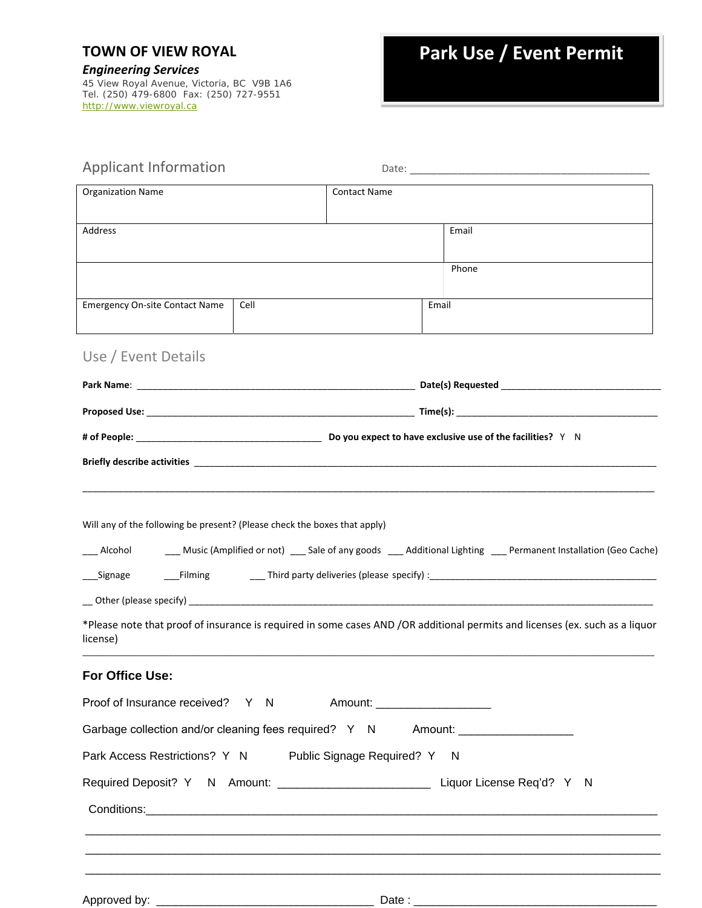**TOWN OF VIEW ROYAL**

***Engineering Services***

45 View Royal Avenue, Victoria, BC V9B 1A6
Tel. (250) 479-6800 Fax: (250) 727-9551
http://www.viewroyal.ca

# Park Use / Event Permit

## Applicant Information

Date: ________________________________________

| Organization Name | | Contact Name |
|---|---|---|
| Address | | Email |
| | | Phone |
| Emergency On-site Contact Name | Cell | Email |

## Use / Event Details

**Park Name**: _______________________________________________________ **Date(s) Requested** ________________________________

**Proposed Use:** _____________________________________________________ **Time(s):** ________________________________________

**# of People:** ____________________________________ **Do you expect to have exclusive use of the facilities?** Y N

**Briefly describe activities** ______________________________________________________________________________________

_____________________________________________________________________________________________________

Will any of the following be present? (Please check the boxes that apply)

___ Alcohol ___ Music (Amplified or not) ___ Sale of any goods ___ Additional Lighting ___ Permanent Installation (Geo Cache)

___Signage ___Filming ___ Third party deliveries (please specify) :____________________________________________

__ Other (please specify) ______________________________________________________________________________________

*Please note that proof of insurance is required in some cases AND /OR additional permits and licenses (ex. such as a liquor license)

---

**For Office Use:**

Proof of Insurance received? Y N Amount: __________________

Garbage collection and/or cleaning fees required? Y N Amount: __________________

Park Access Restrictions? Y N Public Signage Required? Y N

Required Deposit? Y N Amount: ________________________ Liquor License Req'd? Y N

Conditions:_____________________________________________________________________________________

_____________________________________________________________________________________________

_____________________________________________________________________________________________

_____________________________________________________________________________________________

Approved by: __________________________________ Date : ________________________________________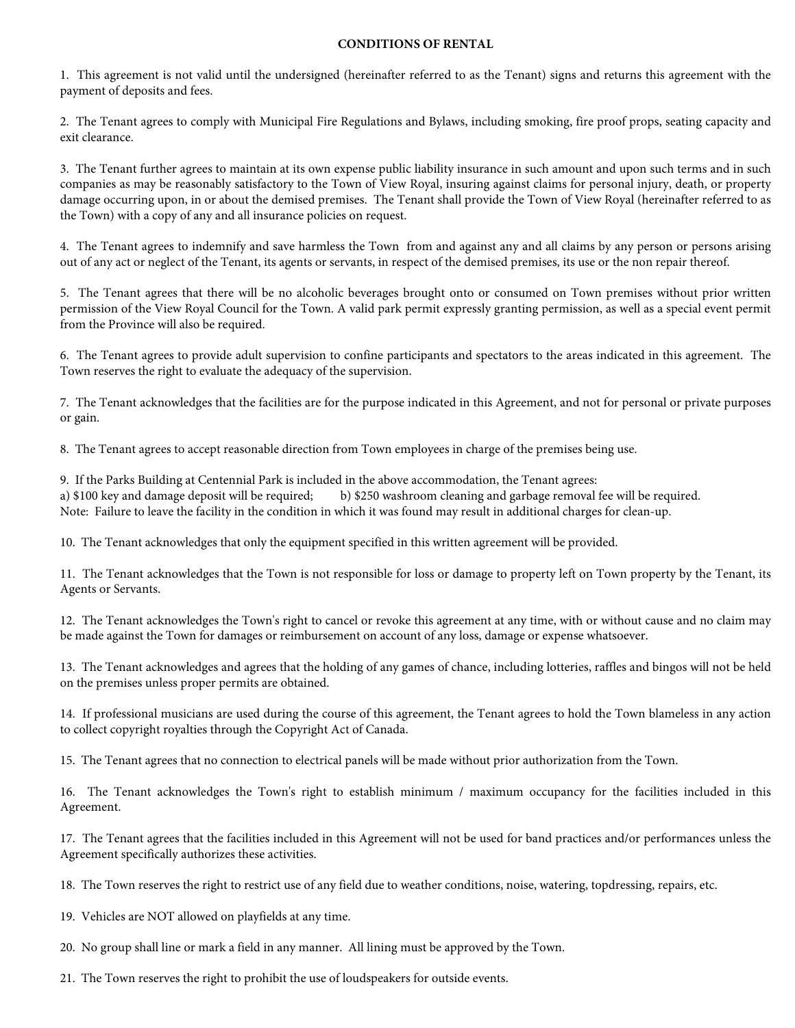## CONDITIONS OF RENTAL

1. This agreement is not valid until the undersigned (hereinafter referred to as the Tenant) signs and returns this agreement with the payment of deposits and fees.

2. The Tenant agrees to comply with Municipal Fire Regulations and Bylaws, including smoking, fire proof props, seating capacity and exit clearance.

3. The Tenant further agrees to maintain at its own expense public liability insurance in such amount and upon such terms and in such companies as may be reasonably satisfactory to the Town of View Royal, insuring against claims for personal injury, death, or property damage occurring upon, in or about the demised premises. The Tenant shall provide the Town of View Royal (hereinafter referred to as the Town) with a copy of any and all insurance policies on request.

4. The Tenant agrees to indemnify and save harmless the Town from and against any and all claims by any person or persons arising out of any act or neglect of the Tenant, its agents or servants, in respect of the demised premises, its use or the non repair thereof.

5. The Tenant agrees that there will be no alcoholic beverages brought onto or consumed on Town premises without prior written permission of the View Royal Council for the Town. A valid park permit expressly granting permission, as well as a special event permit from the Province will also be required.

6. The Tenant agrees to provide adult supervision to confine participants and spectators to the areas indicated in this agreement. The Town reserves the right to evaluate the adequacy of the supervision.

7. The Tenant acknowledges that the facilities are for the purpose indicated in this Agreement, and not for personal or private purposes or gain.

8. The Tenant agrees to accept reasonable direction from Town employees in charge of the premises being use.

9. If the Parks Building at Centennial Park is included in the above accommodation, the Tenant agrees:
a) $100 key and damage deposit will be required; b) $250 washroom cleaning and garbage removal fee will be required.
Note: Failure to leave the facility in the condition in which it was found may result in additional charges for clean-up.

10. The Tenant acknowledges that only the equipment specified in this written agreement will be provided.

11. The Tenant acknowledges that the Town is not responsible for loss or damage to property left on Town property by the Tenant, its Agents or Servants.

12. The Tenant acknowledges the Town's right to cancel or revoke this agreement at any time, with or without cause and no claim may be made against the Town for damages or reimbursement on account of any loss, damage or expense whatsoever.

13. The Tenant acknowledges and agrees that the holding of any games of chance, including lotteries, raffles and bingos will not be held on the premises unless proper permits are obtained.

14. If professional musicians are used during the course of this agreement, the Tenant agrees to hold the Town blameless in any action to collect copyright royalties through the Copyright Act of Canada.

15. The Tenant agrees that no connection to electrical panels will be made without prior authorization from the Town.

16. The Tenant acknowledges the Town's right to establish minimum / maximum occupancy for the facilities included in this Agreement.

17. The Tenant agrees that the facilities included in this Agreement will not be used for band practices and/or performances unless the Agreement specifically authorizes these activities.

18. The Town reserves the right to restrict use of any field due to weather conditions, noise, watering, topdressing, repairs, etc.

19. Vehicles are NOT allowed on playfields at any time.

20. No group shall line or mark a field in any manner. All lining must be approved by the Town.

21. The Town reserves the right to prohibit the use of loudspeakers for outside events.